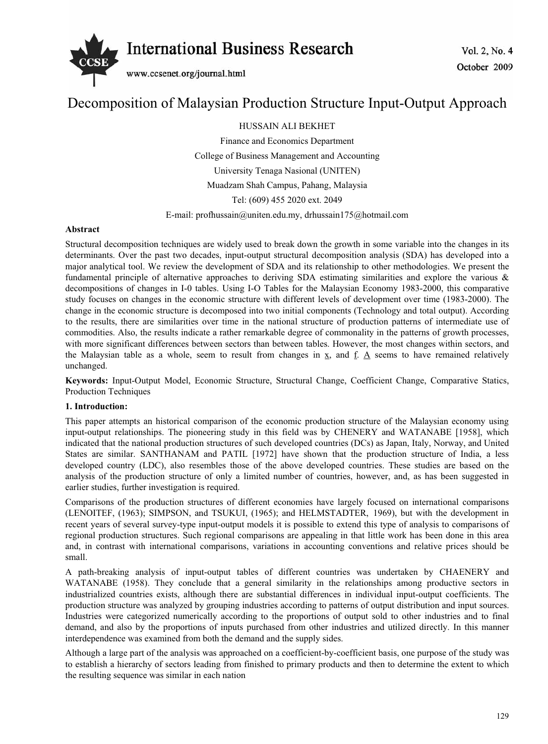# Decomposition of Malaysian Production Structure Input-Output Approach

HUSSAIN ALI BEKHET

Finance and Economics Department

College of Business Management and Accounting

University Tenaga Nasional (UNITEN)

Muadzam Shah Campus, Pahang, Malaysia

Tel: (609) 455 2020 ext. 2049

E-mail: profhussain@uniten.edu.my, drhussain175@hotmail.com

**Abstract**

Structural decomposition techniques are widely used to break down the growth in some variable into the changes in its determinants. Over the past two decades, input-output structural decomposition analysis (SDA) has developed into a major analytical tool. We review the development of SDA and its relationship to other methodologies. We present the fundamental principle of alternative approaches to deriving SDA estimating similarities and explore the various & decompositions of changes in I-0 tables. Using I-O Tables for the Malaysian Economy 1983-2000, this comparative study focuses on changes in the economic structure with different levels of development over time (1983-2000). The change in the economic structure is decomposed into two initial components (Technology and total output). According to the results, there are similarities over time in the national structure of production patterns of intermediate use of commodities. Also, the results indicate a rather remarkable degree of commonality in the patterns of growth processes, with more significant differences between sectors than between tables. However, the most changes within sectors, and the Malaysian table as a whole, seem to result from changes in $\underline{x}$, and $\underline{f}$. $\underline{A}$ seems to have remained relatively unchanged.

**Keywords:** Input-Output Model, Economic Structure, Structural Change, Coefficient Change, Comparative Statics, Production Techniques

## 1. Introduction:

This paper attempts an historical comparison of the economic production structure of the Malaysian economy using input-output relationships. The pioneering study in this field was by CHENERY and WATANABE [1958], which indicated that the national production structures of such developed countries (DCs) as Japan, Italy, Norway, and United States are similar. SANTHANAM and PATIL [1972] have shown that the production structure of India, a less developed country (LDC), also resembles those of the above developed countries. These studies are based on the analysis of the production structure of only a limited number of countries, however, and, as has been suggested in earlier studies, further investigation is required.

Comparisons of the production structures of different economies have largely focused on international comparisons (LENOITEF, (1963); SIMPSON, and TSUKUI, (1965); and HELMSTADTER, 1969), but with the development in recent years of several survey-type input-output models it is possible to extend this type of analysis to comparisons of regional production structures. Such regional comparisons are appealing in that little work has been done in this area and, in contrast with international comparisons, variations in accounting conventions and relative prices should be small.

A path-breaking analysis of input-output tables of different countries was undertaken by CHAENERY and WATANABE (1958). They conclude that a general similarity in the relationships among productive sectors in industrialized countries exists, although there are substantial differences in individual input-output coefficients. The production structure was analyzed by grouping industries according to patterns of output distribution and input sources. Industries were categorized numerically according to the proportions of output sold to other industries and to final demand, and also by the proportions of inputs purchased from other industries and utilized directly. In this manner interdependence was examined from both the demand and the supply sides.

Although a large part of the analysis was approached on a coefficient-by-coefficient basis, one purpose of the study was to establish a hierarchy of sectors leading from finished to primary products and then to determine the extent to which the resulting sequence was similar in each nation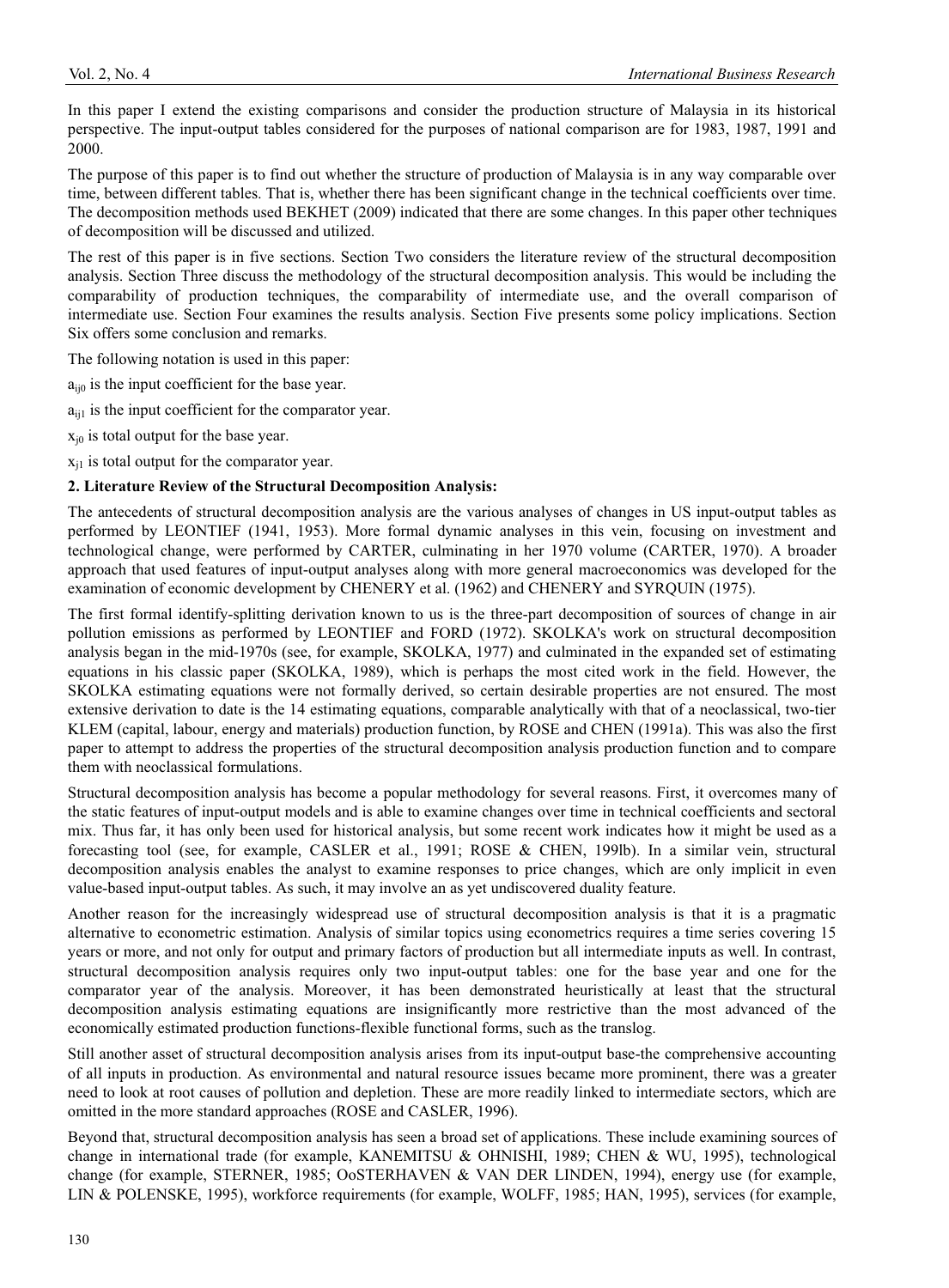In this paper I extend the existing comparisons and consider the production structure of Malaysia in its historical perspective. The input-output tables considered for the purposes of national comparison are for 1983, 1987, 1991 and 2000.

The purpose of this paper is to find out whether the structure of production of Malaysia is in any way comparable over time, between different tables. That is, whether there has been significant change in the technical coefficients over time. The decomposition methods used BEKHET (2009) indicated that there are some changes. In this paper other techniques of decomposition will be discussed and utilized.

The rest of this paper is in five sections. Section Two considers the literature review of the structural decomposition analysis. Section Three discuss the methodology of the structural decomposition analysis. This would be including the comparability of production techniques, the comparability of intermediate use, and the overall comparison of intermediate use. Section Four examines the results analysis. Section Five presents some policy implications. Section Six offers some conclusion and remarks.

The following notation is used in this paper:

$a_{ij0}$ is the input coefficient for the base year.

$a_{ij1}$ is the input coefficient for the comparator year.

$x_{j0}$ is total output for the base year.

$x_{j1}$ is total output for the comparator year.

## 2. Literature Review of the Structural Decomposition Analysis:

The antecedents of structural decomposition analysis are the various analyses of changes in US input-output tables as performed by LEONTIEF (1941, 1953). More formal dynamic analyses in this vein, focusing on investment and technological change, were performed by CARTER, culminating in her 1970 volume (CARTER, 1970). A broader approach that used features of input-output analyses along with more general macroeconomics was developed for the examination of economic development by CHENERY et al. (1962) and CHENERY and SYRQUIN (1975).

The first formal identify-splitting derivation known to us is the three-part decomposition of sources of change in air pollution emissions as performed by LEONTIEF and FORD (1972). SKOLKA's work on structural decomposition analysis began in the mid-1970s (see, for example, SKOLKA, 1977) and culminated in the expanded set of estimating equations in his classic paper (SKOLKA, 1989), which is perhaps the most cited work in the field. However, the SKOLKA estimating equations were not formally derived, so certain desirable properties are not ensured. The most extensive derivation to date is the 14 estimating equations, comparable analytically with that of a neoclassical, two-tier KLEM (capital, labour, energy and materials) production function, by ROSE and CHEN (1991a). This was also the first paper to attempt to address the properties of the structural decomposition analysis production function and to compare them with neoclassical formulations.

Structural decomposition analysis has become a popular methodology for several reasons. First, it overcomes many of the static features of input-output models and is able to examine changes over time in technical coefficients and sectoral mix. Thus far, it has only been used for historical analysis, but some recent work indicates how it might be used as a forecasting tool (see, for example, CASLER et al., 1991; ROSE & CHEN, 199lb). In a similar vein, structural decomposition analysis enables the analyst to examine responses to price changes, which are only implicit in even value-based input-output tables. As such, it may involve an as yet undiscovered duality feature.

Another reason for the increasingly widespread use of structural decomposition analysis is that it is a pragmatic alternative to econometric estimation. Analysis of similar topics using econometrics requires a time series covering 15 years or more, and not only for output and primary factors of production but all intermediate inputs as well. In contrast, structural decomposition analysis requires only two input-output tables: one for the base year and one for the comparator year of the analysis. Moreover, it has been demonstrated heuristically at least that the structural decomposition analysis estimating equations are insignificantly more restrictive than the most advanced of the economically estimated production functions-flexible functional forms, such as the translog.

Still another asset of structural decomposition analysis arises from its input-output base-the comprehensive accounting of all inputs in production. As environmental and natural resource issues became more prominent, there was a greater need to look at root causes of pollution and depletion. These are more readily linked to intermediate sectors, which are omitted in the more standard approaches (ROSE and CASLER, 1996).

Beyond that, structural decomposition analysis has seen a broad set of applications. These include examining sources of change in international trade (for example, KANEMITSU & OHNISHI, 1989; CHEN & WU, 1995), technological change (for example, STERNER, 1985; OoSTERHAVEN & VAN DER LINDEN, 1994), energy use (for example, LIN & POLENSKE, 1995), workforce requirements (for example, WOLFF, 1985; HAN, 1995), services (for example,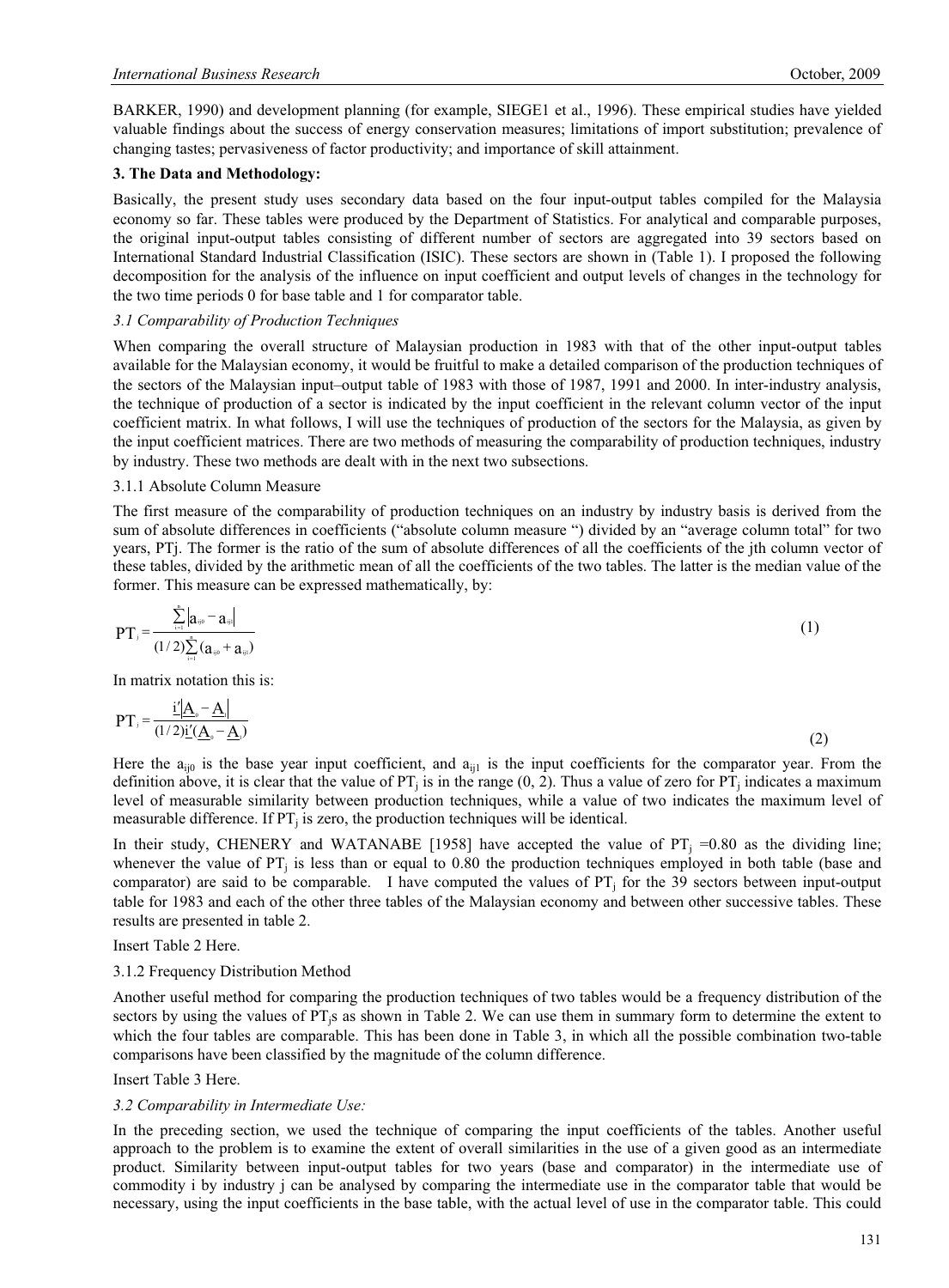BARKER, 1990) and development planning (for example, SIEGE1 et al., 1996). These empirical studies have yielded valuable findings about the success of energy conservation measures; limitations of import substitution; prevalence of changing tastes; pervasiveness of factor productivity; and importance of skill attainment.

### 3. The Data and Methodology:

Basically, the present study uses secondary data based on the four input-output tables compiled for the Malaysia economy so far. These tables were produced by the Department of Statistics. For analytical and comparable purposes, the original input-output tables consisting of different number of sectors are aggregated into 39 sectors based on International Standard Industrial Classification (ISIC). These sectors are shown in (Table 1). I proposed the following decomposition for the analysis of the influence on input coefficient and output levels of changes in the technology for the two time periods 0 for base table and 1 for comparator table.

#### *3.1 Comparability of Production Techniques*

When comparing the overall structure of Malaysian production in 1983 with that of the other input-output tables available for the Malaysian economy, it would be fruitful to make a detailed comparison of the production techniques of the sectors of the Malaysian input–output table of 1983 with those of 1987, 1991 and 2000. In inter-industry analysis, the technique of production of a sector is indicated by the input coefficient in the relevant column vector of the input coefficient matrix. In what follows, I will use the techniques of production of the sectors for the Malaysia, as given by the input coefficient matrices. There are two methods of measuring the comparability of production techniques, industry by industry. These two methods are dealt with in the next two subsections.

##### 3.1.1 Absolute Column Measure

The first measure of the comparability of production techniques on an industry by industry basis is derived from the sum of absolute differences in coefficients ("absolute column measure ") divided by an "average column total" for two years, PTj. The former is the ratio of the sum of absolute differences of all the coefficients of the jth column vector of these tables, divided by the arithmetic mean of all the coefficients of the two tables. The latter is the median value of the former. This measure can be expressed mathematically, by:

$$PT_j = \frac{\sum_{i=1}^{n} \left| a_{ij0} - a_{ij1} \right|}{(1/2)\sum_{i=1}^{n} (a_{ij0} + a_{ij1})} \qquad (1)$$

In matrix notation this is:

$$PT_j = \frac{\underline{i}' \left| \underline{A}_0 - \underline{A}_1 \right|}{(1/2)\underline{i}' (\underline{A}_0 - \underline{A}_1)} \qquad (2)$$

Here the $a_{ij0}$ is the base year input coefficient, and $a_{ij1}$ is the input coefficients for the comparator year. From the definition above, it is clear that the value of $PT_j$ is in the range (0, 2). Thus a value of zero for $PT_j$ indicates a maximum level of measurable similarity between production techniques, while a value of two indicates the maximum level of measurable difference. If $PT_j$ is zero, the production techniques will be identical.

In their study, CHENERY and WATANABE [1958] have accepted the value of $PT_j$ =0.80 as the dividing line; whenever the value of $PT_j$ is less than or equal to 0.80 the production techniques employed in both table (base and comparator) are said to be comparable. I have computed the values of $PT_j$ for the 39 sectors between input-output table for 1983 and each of the other three tables of the Malaysian economy and between other successive tables. These results are presented in table 2.

Insert Table 2 Here.

##### 3.1.2 Frequency Distribution Method

Another useful method for comparing the production techniques of two tables would be a frequency distribution of the sectors by using the values of $PT_j$s as shown in Table 2. We can use them in summary form to determine the extent to which the four tables are comparable. This has been done in Table 3, in which all the possible combination two-table comparisons have been classified by the magnitude of the column difference.

Insert Table 3 Here.

#### *3.2 Comparability in Intermediate Use:*

In the preceding section, we used the technique of comparing the input coefficients of the tables. Another useful approach to the problem is to examine the extent of overall similarities in the use of a given good as an intermediate product. Similarity between input-output tables for two years (base and comparator) in the intermediate use of commodity i by industry j can be analysed by comparing the intermediate use in the comparator table that would be necessary, using the input coefficients in the base table, with the actual level of use in the comparator table. This could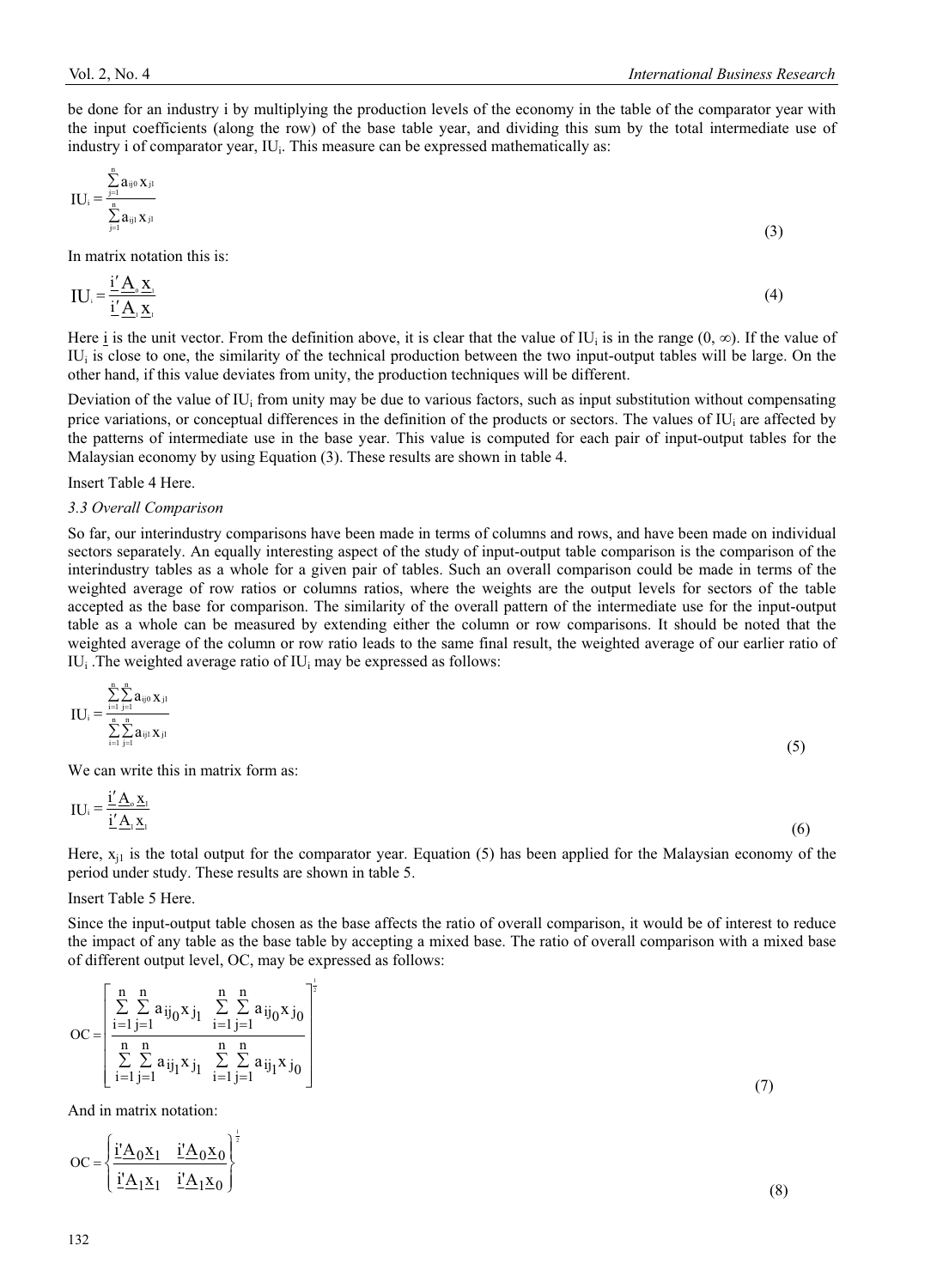be done for an industry i by multiplying the production levels of the economy in the table of the comparator year with the input coefficients (along the row) of the base table year, and dividing this sum by the total intermediate use of industry i of comparator year, $IU_i$. This measure can be expressed mathematically as:

$$IU_i = \frac{\sum_{j=1}^{n} a_{ij0} x_{j1}}{\sum_{j=1}^{n} a_{ij1} x_{j1}} \tag{3}$$

In matrix notation this is:

$$IU_i = \frac{\underline{i}' \underline{A}_0 \underline{x}_1}{\underline{i}' \underline{A}_1 \underline{x}_1} \tag{4}$$

Here $\underline{i}$ is the unit vector. From the definition above, it is clear that the value of $IU_i$ is in the range $(0, \infty)$. If the value of $IU_i$ is close to one, the similarity of the technical production between the two input-output tables will be large. On the other hand, if this value deviates from unity, the production techniques will be different.

Deviation of the value of $IU_i$ from unity may be due to various factors, such as input substitution without compensating price variations, or conceptual differences in the definition of the products or sectors. The values of $IU_i$ are affected by the patterns of intermediate use in the base year. This value is computed for each pair of input-output tables for the Malaysian economy by using Equation (3). These results are shown in table 4.

Insert Table 4 Here.

### *3.3 Overall Comparison*

So far, our interindustry comparisons have been made in terms of columns and rows, and have been made on individual sectors separately. An equally interesting aspect of the study of input-output table comparison is the comparison of the interindustry tables as a whole for a given pair of tables. Such an overall comparison could be made in terms of the weighted average of row ratios or columns ratios, where the weights are the output levels for sectors of the table accepted as the base for comparison. The similarity of the overall pattern of the intermediate use for the input-output table as a whole can be measured by extending either the column or row comparisons. It should be noted that the weighted average of the column or row ratio leads to the same final result, the weighted average of our earlier ratio of $IU_i$. The weighted average ratio of $IU_i$ may be expressed as follows:

$$IU_i = \frac{\sum_{i=1}^{n}\sum_{j=1}^{n} a_{ij0} x_{j1}}{\sum_{i=1}^{n}\sum_{j=1}^{n} a_{ij1} x_{j1}} \tag{5}$$

We can write this in matrix form as:

$$IU_i = \frac{\underline{i}' \underline{A}_0 \underline{x}_1}{\underline{i}' \underline{A}_1 \underline{x}_1} \tag{6}$$

Here, $x_{j1}$ is the total output for the comparator year. Equation (5) has been applied for the Malaysian economy of the period under study. These results are shown in table 5.

Insert Table 5 Here.

Since the input-output table chosen as the base affects the ratio of overall comparison, it would be of interest to reduce the impact of any table as the base table by accepting a mixed base. The ratio of overall comparison with a mixed base of different output level, OC, may be expressed as follows:

$$OC = \left[ \frac{\sum_{i=1}^{n}\sum_{j=1}^{n} a_{ij_0} x_{j_1} \quad \sum_{i=1}^{n}\sum_{j=1}^{n} a_{ij_0} x_{j_0}}{\sum_{i=1}^{n}\sum_{j=1}^{n} a_{ij_1} x_{j_1} \quad \sum_{i=1}^{n}\sum_{j=1}^{n} a_{ij_1} x_{j_0}} \right]^{\frac{1}{2}} \tag{7}$$

And in matrix notation:

$$OC = \left\{ \frac{\underline{i}'\underline{A}_0\underline{x}_1 \quad \underline{i}'\underline{A}_0\underline{x}_0}{\underline{i}'\underline{A}_1\underline{x}_1 \quad \underline{i}'\underline{A}_1\underline{x}_0} \right\}^{\frac{1}{2}} \tag{8}$$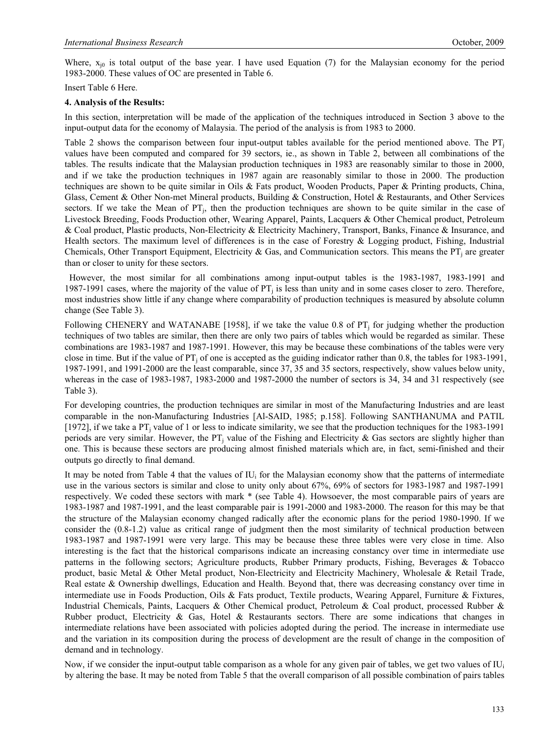Where, $x_{j0}$ is total output of the base year. I have used Equation (7) for the Malaysian economy for the period 1983-2000. These values of OC are presented in Table 6.

Insert Table 6 Here.

**4. Analysis of the Results:**

In this section, interpretation will be made of the application of the techniques introduced in Section 3 above to the input-output data for the economy of Malaysia. The period of the analysis is from 1983 to 2000.

Table 2 shows the comparison between four input-output tables available for the period mentioned above. The $PT_j$ values have been computed and compared for 39 sectors, ie., as shown in Table 2, between all combinations of the tables. The results indicate that the Malaysian production techniques in 1983 are reasonably similar to those in 2000, and if we take the production techniques in 1987 again are reasonably similar to those in 2000. The production techniques are shown to be quite similar in Oils & Fats product, Wooden Products, Paper & Printing products, China, Glass, Cement & Other Non-met Mineral products, Building & Construction, Hotel & Restaurants, and Other Services sectors. If we take the Mean of $PT_j$, then the production techniques are shown to be quite similar in the case of Livestock Breeding, Foods Production other, Wearing Apparel, Paints, Lacquers & Other Chemical product, Petroleum & Coal product, Plastic products, Non-Electricity & Electricity Machinery, Transport, Banks, Finance & Insurance, and Health sectors. The maximum level of differences is in the case of Forestry & Logging product, Fishing, Industrial Chemicals, Other Transport Equipment, Electricity & Gas, and Communication sectors. This means the $PT_j$ are greater than or closer to unity for these sectors.

However, the most similar for all combinations among input-output tables is the 1983-1987, 1983-1991 and 1987-1991 cases, where the majority of the value of $PT_j$ is less than unity and in some cases closer to zero. Therefore, most industries show little if any change where comparability of production techniques is measured by absolute column change (See Table 3).

Following CHENERY and WATANABE [1958], if we take the value 0.8 of $PT_j$ for judging whether the production techniques of two tables are similar, then there are only two pairs of tables which would be regarded as similar. These combinations are 1983-1987 and 1987-1991. However, this may be because these combinations of the tables were very close in time. But if the value of $PT_j$ of one is accepted as the guiding indicator rather than 0.8, the tables for 1983-1991, 1987-1991, and 1991-2000 are the least comparable, since 37, 35 and 35 sectors, respectively, show values below unity, whereas in the case of 1983-1987, 1983-2000 and 1987-2000 the number of sectors is 34, 34 and 31 respectively (see Table 3).

For developing countries, the production techniques are similar in most of the Manufacturing Industries and are least comparable in the non-Manufacturing Industries [Al-SAID, 1985; p.158]. Following SANTHANUMA and PATIL [1972], if we take a $PT_j$ value of 1 or less to indicate similarity, we see that the production techniques for the 1983-1991 periods are very similar. However, the $PT_j$ value of the Fishing and Electricity & Gas sectors are slightly higher than one. This is because these sectors are producing almost finished materials which are, in fact, semi-finished and their outputs go directly to final demand.

It may be noted from Table 4 that the values of $IU_i$ for the Malaysian economy show that the patterns of intermediate use in the various sectors is similar and close to unity only about 67%, 69% of sectors for 1983-1987 and 1987-1991 respectively. We coded these sectors with mark * (see Table 4). Howsoever, the most comparable pairs of years are 1983-1987 and 1987-1991, and the least comparable pair is 1991-2000 and 1983-2000. The reason for this may be that the structure of the Malaysian economy changed radically after the economic plans for the period 1980-1990. If we consider the (0.8-1.2) value as critical range of judgment then the most similarity of technical production between 1983-1987 and 1987-1991 were very large. This may be because these three tables were very close in time. Also interesting is the fact that the historical comparisons indicate an increasing constancy over time in intermediate use patterns in the following sectors; Agriculture products, Rubber Primary products, Fishing, Beverages & Tobacco product, basic Metal & Other Metal product, Non-Electricity and Electricity Machinery, Wholesale & Retail Trade, Real estate & Ownership dwellings, Education and Health. Beyond that, there was decreasing constancy over time in intermediate use in Foods Production, Oils & Fats product, Textile products, Wearing Apparel, Furniture & Fixtures, Industrial Chemicals, Paints, Lacquers & Other Chemical product, Petroleum & Coal product, processed Rubber & Rubber product, Electricity & Gas, Hotel & Restaurants sectors. There are some indications that changes in intermediate relations have been associated with policies adopted during the period. The increase in intermediate use and the variation in its composition during the process of development are the result of change in the composition of demand and in technology.

Now, if we consider the input-output table comparison as a whole for any given pair of tables, we get two values of $IU_i$ by altering the base. It may be noted from Table 5 that the overall comparison of all possible combination of pairs tables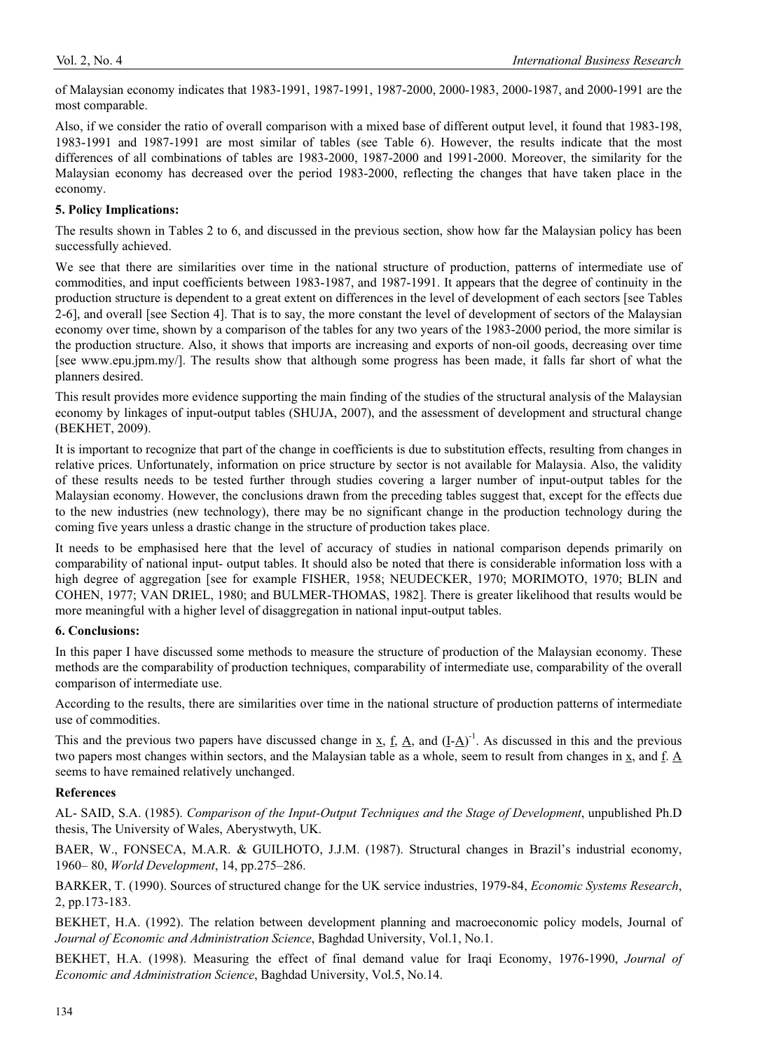of Malaysian economy indicates that 1983-1991, 1987-1991, 1987-2000, 2000-1983, 2000-1987, and 2000-1991 are the most comparable.

Also, if we consider the ratio of overall comparison with a mixed base of different output level, it found that 1983-198, 1983-1991 and 1987-1991 are most similar of tables (see Table 6). However, the results indicate that the most differences of all combinations of tables are 1983-2000, 1987-2000 and 1991-2000. Moreover, the similarity for the Malaysian economy has decreased over the period 1983-2000, reflecting the changes that have taken place in the economy.

## 5. Policy Implications:

The results shown in Tables 2 to 6, and discussed in the previous section, show how far the Malaysian policy has been successfully achieved.

We see that there are similarities over time in the national structure of production, patterns of intermediate use of commodities, and input coefficients between 1983-1987, and 1987-1991. It appears that the degree of continuity in the production structure is dependent to a great extent on differences in the level of development of each sectors [see Tables 2-6], and overall [see Section 4]. That is to say, the more constant the level of development of sectors of the Malaysian economy over time, shown by a comparison of the tables for any two years of the 1983-2000 period, the more similar is the production structure. Also, it shows that imports are increasing and exports of non-oil goods, decreasing over time [see www.epu.jpm.my/]. The results show that although some progress has been made, it falls far short of what the planners desired.

This result provides more evidence supporting the main finding of the studies of the structural analysis of the Malaysian economy by linkages of input-output tables (SHUJA, 2007), and the assessment of development and structural change (BEKHET, 2009).

It is important to recognize that part of the change in coefficients is due to substitution effects, resulting from changes in relative prices. Unfortunately, information on price structure by sector is not available for Malaysia. Also, the validity of these results needs to be tested further through studies covering a larger number of input-output tables for the Malaysian economy. However, the conclusions drawn from the preceding tables suggest that, except for the effects due to the new industries (new technology), there may be no significant change in the production technology during the coming five years unless a drastic change in the structure of production takes place.

It needs to be emphasised here that the level of accuracy of studies in national comparison depends primarily on comparability of national input- output tables. It should also be noted that there is considerable information loss with a high degree of aggregation [see for example FISHER, 1958; NEUDECKER, 1970; MORIMOTO, 1970; BLIN and COHEN, 1977; VAN DRIEL, 1980; and BULMER-THOMAS, 1982]. There is greater likelihood that results would be more meaningful with a higher level of disaggregation in national input-output tables.

## 6. Conclusions:

In this paper I have discussed some methods to measure the structure of production of the Malaysian economy. These methods are the comparability of production techniques, comparability of intermediate use, comparability of the overall comparison of intermediate use.

According to the results, there are similarities over time in the national structure of production patterns of intermediate use of commodities.

This and the previous two papers have discussed change in $\underline{x}$, $\underline{f}$, $\underline{A}$, and $(\underline{I}-\underline{A})^{-1}$. As discussed in this and the previous two papers most changes within sectors, and the Malaysian table as a whole, seem to result from changes in $\underline{x}$, and $\underline{f}$. $\underline{A}$ seems to have remained relatively unchanged.

## References

AL- SAID, S.A. (1985). *Comparison of the Input-Output Techniques and the Stage of Development*, unpublished Ph.D thesis, The University of Wales, Aberystwyth, UK.

BAER, W., FONSECA, M.A.R. & GUILHOTO, J.J.M. (1987). Structural changes in Brazil's industrial economy, 1960– 80, *World Development*, 14, pp.275–286.

BARKER, T. (1990). Sources of structured change for the UK service industries, 1979-84, *Economic Systems Research*, 2, pp.173-183.

BEKHET, H.A. (1992). The relation between development planning and macroeconomic policy models, Journal of *Journal of Economic and Administration Science*, Baghdad University, Vol.1, No.1.

BEKHET, H.A. (1998). Measuring the effect of final demand value for Iraqi Economy, 1976-1990, *Journal of Economic and Administration Science*, Baghdad University, Vol.5, No.14.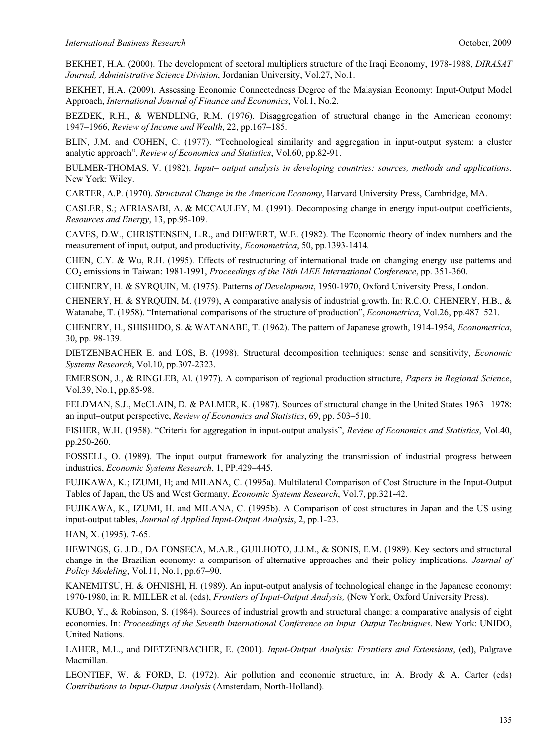BEKHET, H.A. (2000). The development of sectoral multipliers structure of the Iraqi Economy, 1978-1988, *DIRASAT Journal, Administrative Science Division*, Jordanian University, Vol.27, No.1.

BEKHET, H.A. (2009). Assessing Economic Connectedness Degree of the Malaysian Economy: Input-Output Model Approach, *International Journal of Finance and Economics*, Vol.1, No.2.

BEZDEK, R.H., & WENDLING, R.M. (1976). Disaggregation of structural change in the American economy: 1947–1966, *Review of Income and Wealth*, 22, pp.167–185.

BLIN, J.M. and COHEN, C. (1977). "Technological similarity and aggregation in input-output system: a cluster analytic approach", *Review of Economics and Statistics*, Vol.60, pp.82-91.

BULMER-THOMAS, V. (1982). *Input– output analysis in developing countries: sources, methods and applications*. New York: Wiley.

CARTER, A.P. (1970). *Structural Change in the American Economy*, Harvard University Press, Cambridge, MA.

CASLER, S.; AFRIASABI, A. & MCCAULEY, M. (1991). Decomposing change in energy input-output coefficients, *Resources and Energy*, 13, pp.95-109.

CAVES, D.W., CHRISTENSEN, L.R., and DIEWERT, W.E. (1982). The Economic theory of index numbers and the measurement of input, output, and productivity, *Econometrica*, 50, pp.1393-1414.

CHEN, C.Y. & Wu, R.H. (1995). Effects of restructuring of international trade on changing energy use patterns and $CO_2$ emissions in Taiwan: 1981-1991, *Proceedings of the 18th IAEE International Conference*, pp. 351-360.

CHENERY, H. & SYRQUIN, M. (1975). Patterns *of Development*, 1950-1970, Oxford University Press, London.

CHENERY, H. & SYRQUIN, M. (1979), A comparative analysis of industrial growth. In: R.C.O. CHENERY, H.B., & Watanabe, T. (1958). "International comparisons of the structure of production", *Econometrica*, Vol.26, pp.487–521.

CHENERY, H., SHISHIDO, S. & WATANABE, T. (1962). The pattern of Japanese growth, 1914-1954, *Econometrica*, 30, pp. 98-139.

DIETZENBACHER E. and LOS, B. (1998). Structural decomposition techniques: sense and sensitivity, *Economic Systems Research*, Vol.10, pp.307-2323.

EMERSON, J., & RINGLEB, Al. (1977). A comparison of regional production structure, *Papers in Regional Science*, Vol.39, No.1, pp.85-98.

FELDMAN, S.J., McCLAIN, D. & PALMER, K. (1987). Sources of structural change in the United States 1963– 1978: an input–output perspective, *Review of Economics and Statistics*, 69, pp. 503–510.

FISHER, W.H. (1958). "Criteria for aggregation in input-output analysis", *Review of Economics and Statistics*, Vol.40, pp.250-260.

FOSSELL, O. (1989). The input–output framework for analyzing the transmission of industrial progress between industries, *Economic Systems Research*, 1, PP.429–445.

FUJIKAWA, K.; IZUMI, H; and MILANA, C. (1995a). Multilateral Comparison of Cost Structure in the Input-Output Tables of Japan, the US and West Germany, *Economic Systems Research*, Vol.7, pp.321-42.

FUJIKAWA, K., IZUMI, H. and MILANA, C. (1995b). A Comparison of cost structures in Japan and the US using input-output tables, *Journal of Applied Input-Output Analysis*, 2, pp.1-23.

HAN, X. (1995). 7-65.

HEWINGS, G. J.D., DA FONSECA, M.A.R., GUILHOTO, J.J.M., & SONIS, E.M. (1989). Key sectors and structural change in the Brazilian economy: a comparison of alternative approaches and their policy implications. *Journal of Policy Modeling*, Vol.11, No.1, pp.67–90.

KANEMITSU, H. & OHNISHI, H. (1989). An input-output analysis of technological change in the Japanese economy: 1970-1980, in: R. MILLER et al. (eds), *Frontiers of Input-Output Analysis,* (New York, Oxford University Press).

KUBO, Y., & Robinson, S. (1984). Sources of industrial growth and structural change: a comparative analysis of eight economies. In: *Proceedings of the Seventh International Conference on Input–Output Techniques*. New York: UNIDO, United Nations.

LAHER, M.L., and DIETZENBACHER, E. (2001). *Input-Output Analysis: Frontiers and Extensions*, (ed), Palgrave Macmillan.

LEONTIEF, W. & FORD, D. (1972). Air pollution and economic structure, in: A. Brody & A. Carter (eds) *Contributions to Input-Output Analysis* (Amsterdam, North-Holland).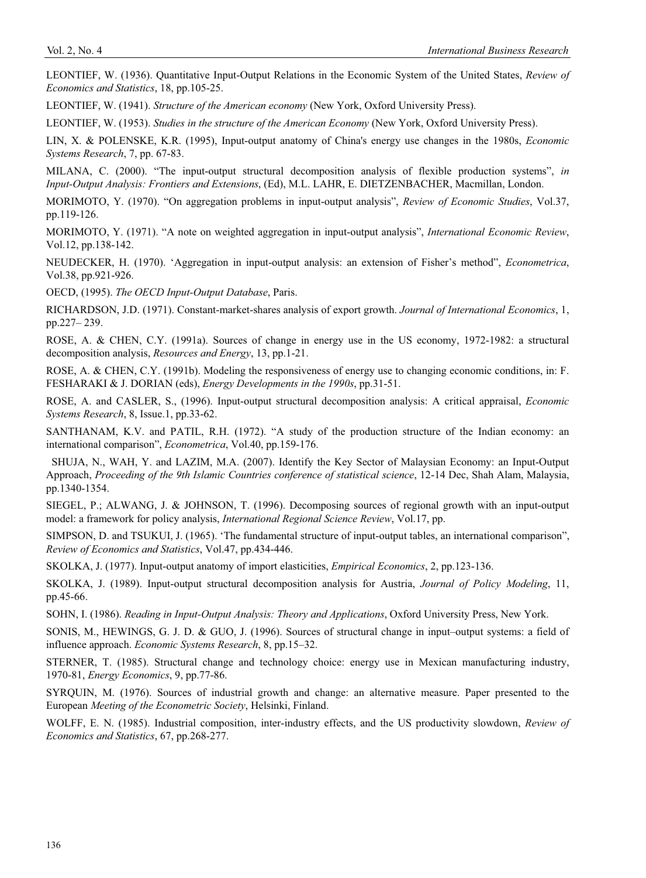LEONTIEF, W. (1936). Quantitative Input-Output Relations in the Economic System of the United States, *Review of Economics and Statistics*, 18, pp.105-25.

LEONTIEF, W. (1941). *Structure of the American economy* (New York, Oxford University Press).

LEONTIEF, W. (1953). *Studies in the structure of the American Economy* (New York, Oxford University Press).

LIN, X. & POLENSKE, K.R. (1995), Input-output anatomy of China's energy use changes in the 1980s, *Economic Systems Research*, 7, pp. 67-83.

MILANA, C. (2000). "The input-output structural decomposition analysis of flexible production systems", *in Input-Output Analysis: Frontiers and Extensions*, (Ed), M.L. LAHR, E. DIETZENBACHER, Macmillan, London.

MORIMOTO, Y. (1970). "On aggregation problems in input-output analysis", *Review of Economic Studies*, Vol.37, pp.119-126.

MORIMOTO, Y. (1971). "A note on weighted aggregation in input-output analysis", *International Economic Review*, Vol.12, pp.138-142.

NEUDECKER, H. (1970). 'Aggregation in input-output analysis: an extension of Fisher's method", *Econometrica*, Vol.38, pp.921-926.

OECD, (1995). *The OECD Input-Output Database*, Paris.

RICHARDSON, J.D. (1971). Constant-market-shares analysis of export growth. *Journal of International Economics*, 1, pp.227– 239.

ROSE, A. & CHEN, C.Y. (1991a). Sources of change in energy use in the US economy, 1972-1982: a structural decomposition analysis, *Resources and Energy*, 13, pp.1-21.

ROSE, A. & CHEN, C.Y. (1991b). Modeling the responsiveness of energy use to changing economic conditions, in: F. FESHARAKI & J. DORIAN (eds), *Energy Developments in the 1990s*, pp.31-51.

ROSE, A. and CASLER, S., (1996). Input-output structural decomposition analysis: A critical appraisal, *Economic Systems Research*, 8, Issue.1, pp.33-62.

SANTHANAM, K.V. and PATIL, R.H. (1972). "A study of the production structure of the Indian economy: an international comparison", *Econometrica*, Vol.40, pp.159-176.

SHUJA, N., WAH, Y. and LAZIM, M.A. (2007). Identify the Key Sector of Malaysian Economy: an Input-Output Approach, *Proceeding of the 9th Islamic Countries conference of statistical science*, 12-14 Dec, Shah Alam, Malaysia, pp.1340-1354.

SIEGEL, P.; ALWANG, J. & JOHNSON, T. (1996). Decomposing sources of regional growth with an input-output model: a framework for policy analysis, *International Regional Science Review*, Vol.17, pp.

SIMPSON, D. and TSUKUI, J. (1965). 'The fundamental structure of input-output tables, an international comparison", *Review of Economics and Statistics*, Vol.47, pp.434-446.

SKOLKA, J. (1977). Input-output anatomy of import elasticities, *Empirical Economics*, 2, pp.123-136.

SKOLKA, J. (1989). Input-output structural decomposition analysis for Austria, *Journal of Policy Modeling*, 11, pp.45-66.

SOHN, I. (1986). *Reading in Input-Output Analysis: Theory and Applications*, Oxford University Press, New York.

SONIS, M., HEWINGS, G. J. D. & GUO, J. (1996). Sources of structural change in input–output systems: a field of influence approach. *Economic Systems Research*, 8, pp.15–32.

STERNER, T. (1985). Structural change and technology choice: energy use in Mexican manufacturing industry, 1970-81, *Energy Economics*, 9, pp.77-86.

SYRQUIN, M. (1976). Sources of industrial growth and change: an alternative measure. Paper presented to the European *Meeting of the Econometric Society*, Helsinki, Finland.

WOLFF, E. N. (1985). Industrial composition, inter-industry effects, and the US productivity slowdown, *Review of Economics and Statistics*, 67, pp.268-277.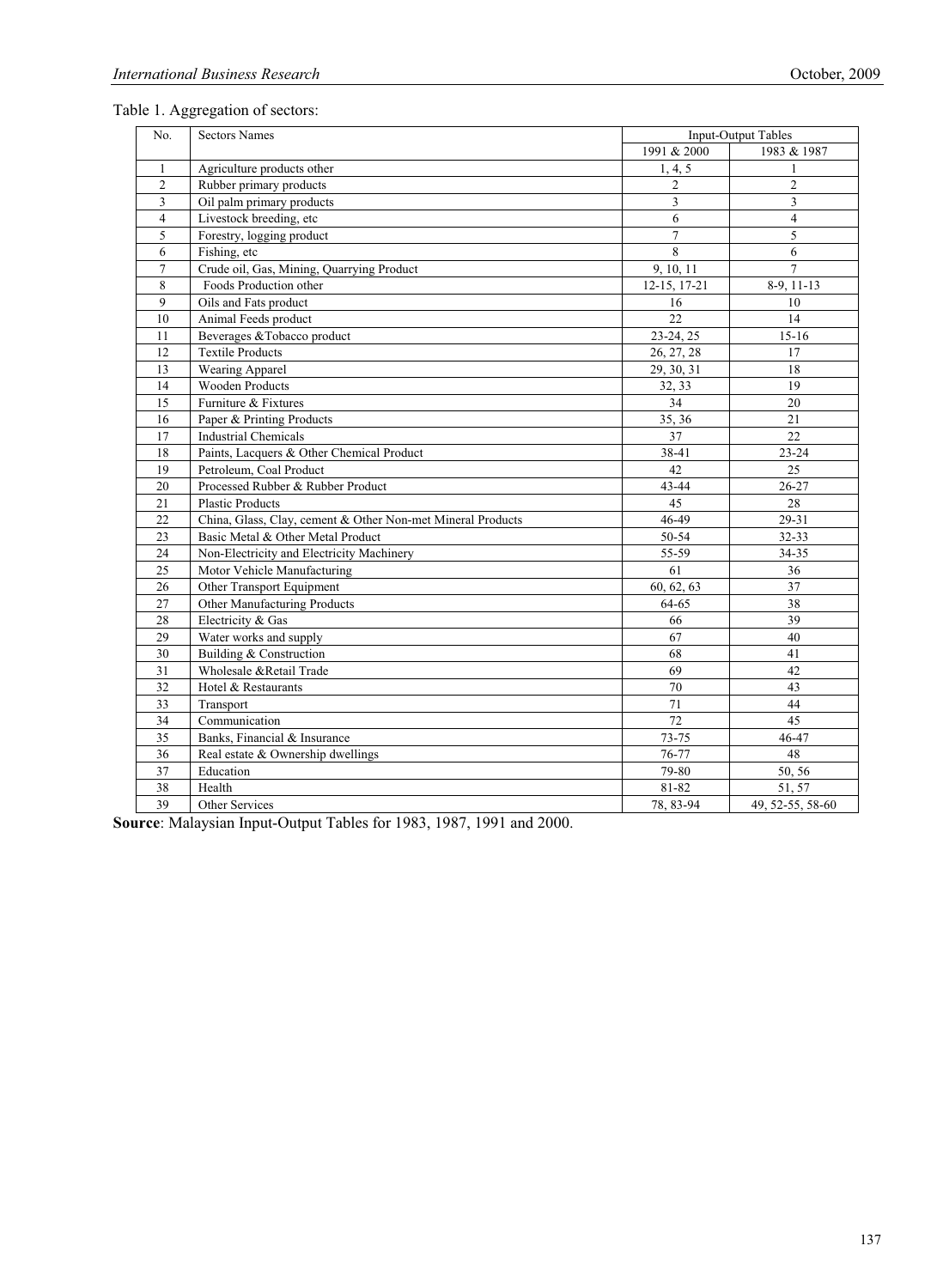Table 1. Aggregation of sectors:

| No. | Sectors Names | Input-Output Tables | |
|---|---|---|---|
| | | 1991 & 2000 | 1983 & 1987 |
| 1 | Agriculture products other | 1, 4, 5 | 1 |
| 2 | Rubber primary products | 2 | 2 |
| 3 | Oil palm primary products | 3 | 3 |
| 4 | Livestock breeding, etc | 6 | 4 |
| 5 | Forestry, logging product | 7 | 5 |
| 6 | Fishing, etc | 8 | 6 |
| 7 | Crude oil, Gas, Mining, Quarrying Product | 9, 10, 11 | 7 |
| 8 | Foods Production other | 12-15, 17-21 | 8-9, 11-13 |
| 9 | Oils and Fats product | 16 | 10 |
| 10 | Animal Feeds product | 22 | 14 |
| 11 | Beverages &Tobacco product | 23-24, 25 | 15-16 |
| 12 | Textile Products | 26, 27, 28 | 17 |
| 13 | Wearing Apparel | 29, 30, 31 | 18 |
| 14 | Wooden Products | 32, 33 | 19 |
| 15 | Furniture & Fixtures | 34 | 20 |
| 16 | Paper & Printing Products | 35, 36 | 21 |
| 17 | Industrial Chemicals | 37 | 22 |
| 18 | Paints, Lacquers & Other Chemical Product | 38-41 | 23-24 |
| 19 | Petroleum, Coal Product | 42 | 25 |
| 20 | Processed Rubber & Rubber Product | 43-44 | 26-27 |
| 21 | Plastic Products | 45 | 28 |
| 22 | China, Glass, Clay, cement & Other Non-met Mineral Products | 46-49 | 29-31 |
| 23 | Basic Metal & Other Metal Product | 50-54 | 32-33 |
| 24 | Non-Electricity and Electricity Machinery | 55-59 | 34-35 |
| 25 | Motor Vehicle Manufacturing | 61 | 36 |
| 26 | Other Transport Equipment | 60, 62, 63 | 37 |
| 27 | Other Manufacturing Products | 64-65 | 38 |
| 28 | Electricity & Gas | 66 | 39 |
| 29 | Water works and supply | 67 | 40 |
| 30 | Building & Construction | 68 | 41 |
| 31 | Wholesale &Retail Trade | 69 | 42 |
| 32 | Hotel & Restaurants | 70 | 43 |
| 33 | Transport | 71 | 44 |
| 34 | Communication | 72 | 45 |
| 35 | Banks, Financial & Insurance | 73-75 | 46-47 |
| 36 | Real estate & Ownership dwellings | 76-77 | 48 |
| 37 | Education | 79-80 | 50, 56 |
| 38 | Health | 81-82 | 51, 57 |
| 39 | Other Services | 78, 83-94 | 49, 52-55, 58-60 |

**Source**: Malaysian Input-Output Tables for 1983, 1987, 1991 and 2000.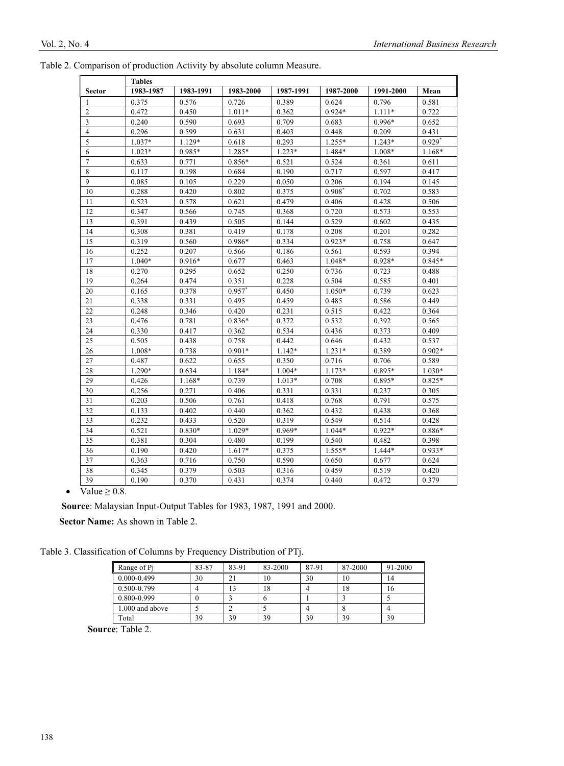Table 2. Comparison of production Activity by absolute column Measure.

| Sector | Tables | | | | | | |
|---|---|---|---|---|---|---|---|
| | 1983-1987 | 1983-1991 | 1983-2000 | 1987-1991 | 1987-2000 | 1991-2000 | Mean |
| 1 | 0.375 | 0.576 | 0.726 | 0.389 | 0.624 | 0.796 | 0.581 |
| 2 | 0.472 | 0.450 | 1.011* | 0.362 | 0.924* | 1.111* | 0.722 |
| 3 | 0.240 | 0.590 | 0.693 | 0.709 | 0.683 | 0.996* | 0.652 |
| 4 | 0.296 | 0.599 | 0.631 | 0.403 | 0.448 | 0.209 | 0.431 |
| 5 | 1.037* | 1.129* | 0.618 | 0.293 | 1.255* | 1.243* | 0.929* |
| 6 | 1.023* | 0.985* | 1.285* | 1.223* | 1.484* | 1.008* | 1.168* |
| 7 | 0.633 | 0.771 | 0.856* | 0.521 | 0.524 | 0.361 | 0.611 |
| 8 | 0.117 | 0.198 | 0.684 | 0.190 | 0.717 | 0.597 | 0.417 |
| 9 | 0.085 | 0.105 | 0.229 | 0.050 | 0.206 | 0.194 | 0.145 |
| 10 | 0.288 | 0.420 | 0.802 | 0.375 | 0.908* | 0.702 | 0.583 |
| 11 | 0.523 | 0.578 | 0.621 | 0.479 | 0.406 | 0.428 | 0.506 |
| 12 | 0.347 | 0.566 | 0.745 | 0.368 | 0.720 | 0.573 | 0.553 |
| 13 | 0.391 | 0.439 | 0.505 | 0.144 | 0.529 | 0.602 | 0.435 |
| 14 | 0.308 | 0.381 | 0.419 | 0.178 | 0.208 | 0.201 | 0.282 |
| 15 | 0.319 | 0.560 | 0.986* | 0.334 | 0.923* | 0.758 | 0.647 |
| 16 | 0.252 | 0.207 | 0.566 | 0.186 | 0.561 | 0.593 | 0.394 |
| 17 | 1.040* | 0.916* | 0.677 | 0.463 | 1.048* | 0.928* | 0.845* |
| 18 | 0.270 | 0.295 | 0.652 | 0.250 | 0.736 | 0.723 | 0.488 |
| 19 | 0.264 | 0.474 | 0.351 | 0.228 | 0.504 | 0.585 | 0.401 |
| 20 | 0.165 | 0.378 | 0.957* | 0.450 | 1.050* | 0.739 | 0.623 |
| 21 | 0.338 | 0.331 | 0.495 | 0.459 | 0.485 | 0.586 | 0.449 |
| 22 | 0.248 | 0.346 | 0.420 | 0.231 | 0.515 | 0.422 | 0.364 |
| 23 | 0.476 | 0.781 | 0.836* | 0.372 | 0.532 | 0.392 | 0.565 |
| 24 | 0.330 | 0.417 | 0.362 | 0.534 | 0.436 | 0.373 | 0.409 |
| 25 | 0.505 | 0.438 | 0.758 | 0.442 | 0.646 | 0.432 | 0.537 |
| 26 | 1.008* | 0.738 | 0.901* | 1.142* | 1.231* | 0.389 | 0.902* |
| 27 | 0.487 | 0.622 | 0.655 | 0.350 | 0.716 | 0.706 | 0.589 |
| 28 | 1.290* | 0.634 | 1.184* | 1.004* | 1.173* | 0.895* | 1.030* |
| 29 | 0.426 | 1.168* | 0.739 | 1.013* | 0.708 | 0.895* | 0.825* |
| 30 | 0.256 | 0.271 | 0.406 | 0.331 | 0.331 | 0.237 | 0.305 |
| 31 | 0.203 | 0.506 | 0.761 | 0.418 | 0.768 | 0.791 | 0.575 |
| 32 | 0.133 | 0.402 | 0.440 | 0.362 | 0.432 | 0.438 | 0.368 |
| 33 | 0.232 | 0.433 | 0.520 | 0.319 | 0.549 | 0.514 | 0.428 |
| 34 | 0.521 | 0.830* | 1.029* | 0.969* | 1.044* | 0.922* | 0.886* |
| 35 | 0.381 | 0.304 | 0.480 | 0.199 | 0.540 | 0.482 | 0.398 |
| 36 | 0.190 | 0.420 | 1.617* | 0.375 | 1.555* | 1.444* | 0.933* |
| 37 | 0.363 | 0.716 | 0.750 | 0.590 | 0.650 | 0.677 | 0.624 |
| 38 | 0.345 | 0.379 | 0.503 | 0.316 | 0.459 | 0.519 | 0.420 |
| 39 | 0.190 | 0.370 | 0.431 | 0.374 | 0.440 | 0.472 | 0.379 |

- Value ≥ 0.8.

**Source**: Malaysian Input-Output Tables for 1983, 1987, 1991 and 2000.

**Sector Name:** As shown in Table 2.

Table 3. Classification of Columns by Frequency Distribution of PTj.

| Range of Pj | 83-87 | 83-91 | 83-2000 | 87-91 | 87-2000 | 91-2000 |
|---|---|---|---|---|---|---|
| 0.000-0.499 | 30 | 21 | 10 | 30 | 10 | 14 |
| 0.500-0.799 | 4 | 13 | 18 | 4 | 18 | 16 |
| 0.800-0.999 | 0 | 3 | 6 | 1 | 3 | 5 |
| 1.000 and above | 5 | 2 | 5 | 4 | 8 | 4 |
| Total | 39 | 39 | 39 | 39 | 39 | 39 |

**Source**: Table 2.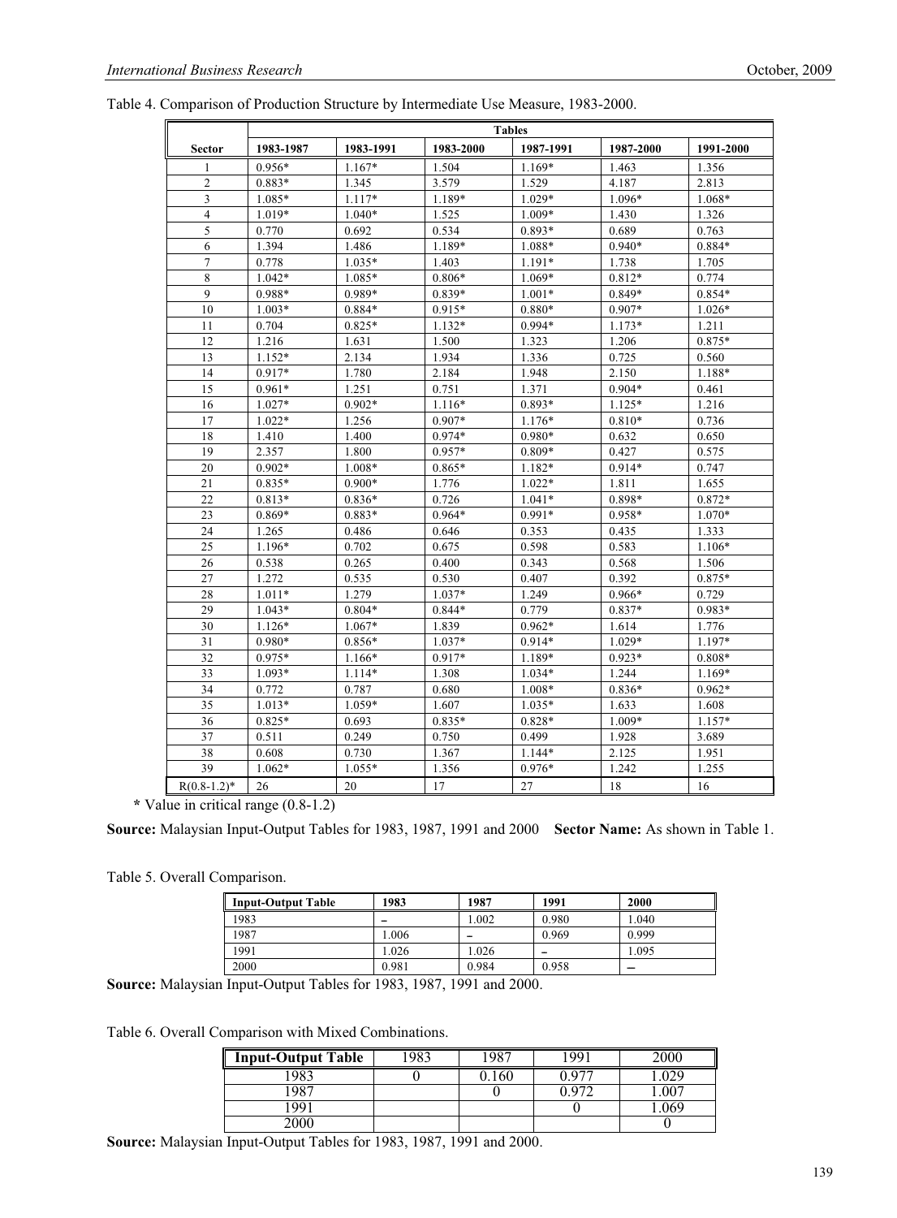Table 4. Comparison of Production Structure by Intermediate Use Measure, 1983-2000.

| Sector | Tables | | | | | |
|---|---|---|---|---|---|---|
| | 1983-1987 | 1983-1991 | 1983-2000 | 1987-1991 | 1987-2000 | 1991-2000 |
| 1 | 0.956* | 1.167* | 1.504 | 1.169* | 1.463 | 1.356 |
| 2 | 0.883* | 1.345 | 3.579 | 1.529 | 4.187 | 2.813 |
| 3 | 1.085* | 1.117* | 1.189* | 1.029* | 1.096* | 1.068* |
| 4 | 1.019* | 1.040* | 1.525 | 1.009* | 1.430 | 1.326 |
| 5 | 0.770 | 0.692 | 0.534 | 0.893* | 0.689 | 0.763 |
| 6 | 1.394 | 1.486 | 1.189* | 1.088* | 0.940* | 0.884* |
| 7 | 0.778 | 1.035* | 1.403 | 1.191* | 1.738 | 1.705 |
| 8 | 1.042* | 1.085* | 0.806* | 1.069* | 0.812* | 0.774 |
| 9 | 0.988* | 0.989* | 0.839* | 1.001* | 0.849* | 0.854* |
| 10 | 1.003* | 0.884* | 0.915* | 0.880* | 0.907* | 1.026* |
| 11 | 0.704 | 0.825* | 1.132* | 0.994* | 1.173* | 1.211 |
| 12 | 1.216 | 1.631 | 1.500 | 1.323 | 1.206 | 0.875* |
| 13 | 1.152* | 2.134 | 1.934 | 1.336 | 0.725 | 0.560 |
| 14 | 0.917* | 1.780 | 2.184 | 1.948 | 2.150 | 1.188* |
| 15 | 0.961* | 1.251 | 0.751 | 1.371 | 0.904* | 0.461 |
| 16 | 1.027* | 0.902* | 1.116* | 0.893* | 1.125* | 1.216 |
| 17 | 1.022* | 1.256 | 0.907* | 1.176* | 0.810* | 0.736 |
| 18 | 1.410 | 1.400 | 0.974* | 0.980* | 0.632 | 0.650 |
| 19 | 2.357 | 1.800 | 0.957* | 0.809* | 0.427 | 0.575 |
| 20 | 0.902* | 1.008* | 0.865* | 1.182* | 0.914* | 0.747 |
| 21 | 0.835* | 0.900* | 1.776 | 1.022* | 1.811 | 1.655 |
| 22 | 0.813* | 0.836* | 0.726 | 1.041* | 0.898* | 0.872* |
| 23 | 0.869* | 0.883* | 0.964* | 0.991* | 0.958* | 1.070* |
| 24 | 1.265 | 0.486 | 0.646 | 0.353 | 0.435 | 1.333 |
| 25 | 1.196* | 0.702 | 0.675 | 0.598 | 0.583 | 1.106* |
| 26 | 0.538 | 0.265 | 0.400 | 0.343 | 0.568 | 1.506 |
| 27 | 1.272 | 0.535 | 0.530 | 0.407 | 0.392 | 0.875* |
| 28 | 1.011* | 1.279 | 1.037* | 1.249 | 0.966* | 0.729 |
| 29 | 1.043* | 0.804* | 0.844* | 0.779 | 0.837* | 0.983* |
| 30 | 1.126* | 1.067* | 1.839 | 0.962* | 1.614 | 1.776 |
| 31 | 0.980* | 0.856* | 1.037* | 0.914* | 1.029* | 1.197* |
| 32 | 0.975* | 1.166* | 0.917* | 1.189* | 0.923* | 0.808* |
| 33 | 1.093* | 1.114* | 1.308 | 1.034* | 1.244 | 1.169* |
| 34 | 0.772 | 0.787 | 0.680 | 1.008* | 0.836* | 0.962* |
| 35 | 1.013* | 1.059* | 1.607 | 1.035* | 1.633 | 1.608 |
| 36 | 0.825* | 0.693 | 0.835* | 0.828* | 1.009* | 1.157* |
| 37 | 0.511 | 0.249 | 0.750 | 0.499 | 1.928 | 3.689 |
| 38 | 0.608 | 0.730 | 1.367 | 1.144* | 2.125 | 1.951 |
| 39 | 1.062* | 1.055* | 1.356 | 0.976* | 1.242 | 1.255 |
| R(0.8-1.2)* | 26 | 20 | 17 | 27 | 18 | 16 |

* Value in critical range (0.8-1.2)

**Source:** Malaysian Input-Output Tables for 1983, 1987, 1991 and 2000 **Sector Name:** As shown in Table 1.

Table 5. Overall Comparison.

| Input-Output Table | 1983 | 1987 | 1991 | 2000 |
|---|---|---|---|---|
| 1983 | – | 1.002 | 0.980 | 1.040 |
| 1987 | 1.006 | – | 0.969 | 0.999 |
| 1991 | 1.026 | 1.026 | – | 1.095 |
| 2000 | 0.981 | 0.984 | 0.958 | – |

**Source:** Malaysian Input-Output Tables for 1983, 1987, 1991 and 2000.

Table 6. Overall Comparison with Mixed Combinations.

| Input-Output Table | 1983 | 1987 | 1991 | 2000 |
|---|---|---|---|---|
| 1983 | 0 | 0.160 | 0.977 | 1.029 |
| 1987 | | 0 | 0.972 | 1.007 |
| 1991 | | | 0 | 1.069 |
| 2000 | | | | 0 |

**Source:** Malaysian Input-Output Tables for 1983, 1987, 1991 and 2000.